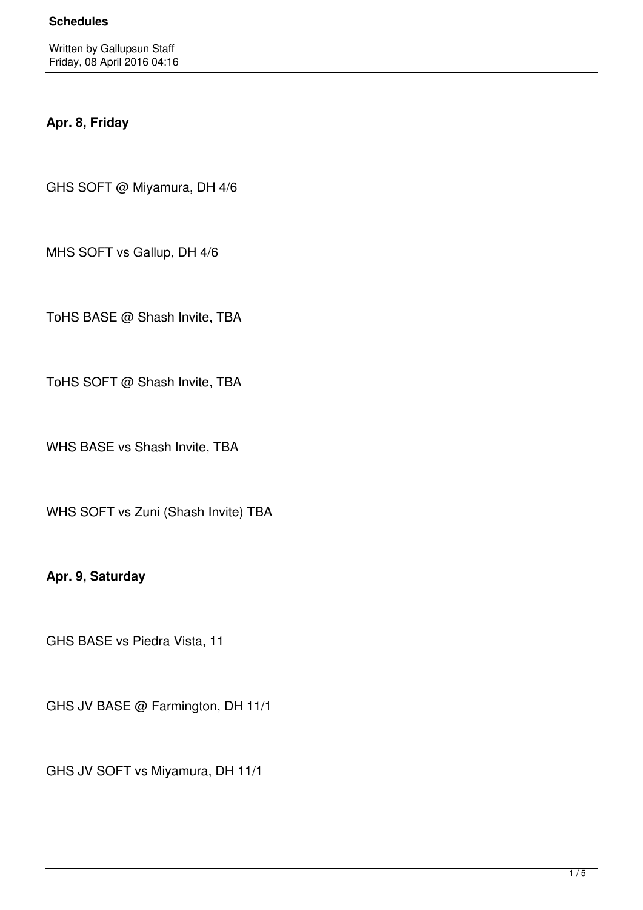# Schedules

Written by Gallupsun Staff
Friday, 08 April 2016 04:16

**Apr. 8, Friday**

GHS SOFT @ Miyamura, DH 4/6

MHS SOFT vs Gallup, DH 4/6

ToHS BASE @ Shash Invite, TBA

ToHS SOFT @ Shash Invite, TBA

WHS BASE vs Shash Invite, TBA

WHS SOFT vs Zuni (Shash Invite) TBA

**Apr. 9, Saturday**

GHS BASE vs Piedra Vista, 11

GHS JV BASE @ Farmington, DH 11/1

GHS JV SOFT vs Miyamura, DH 11/1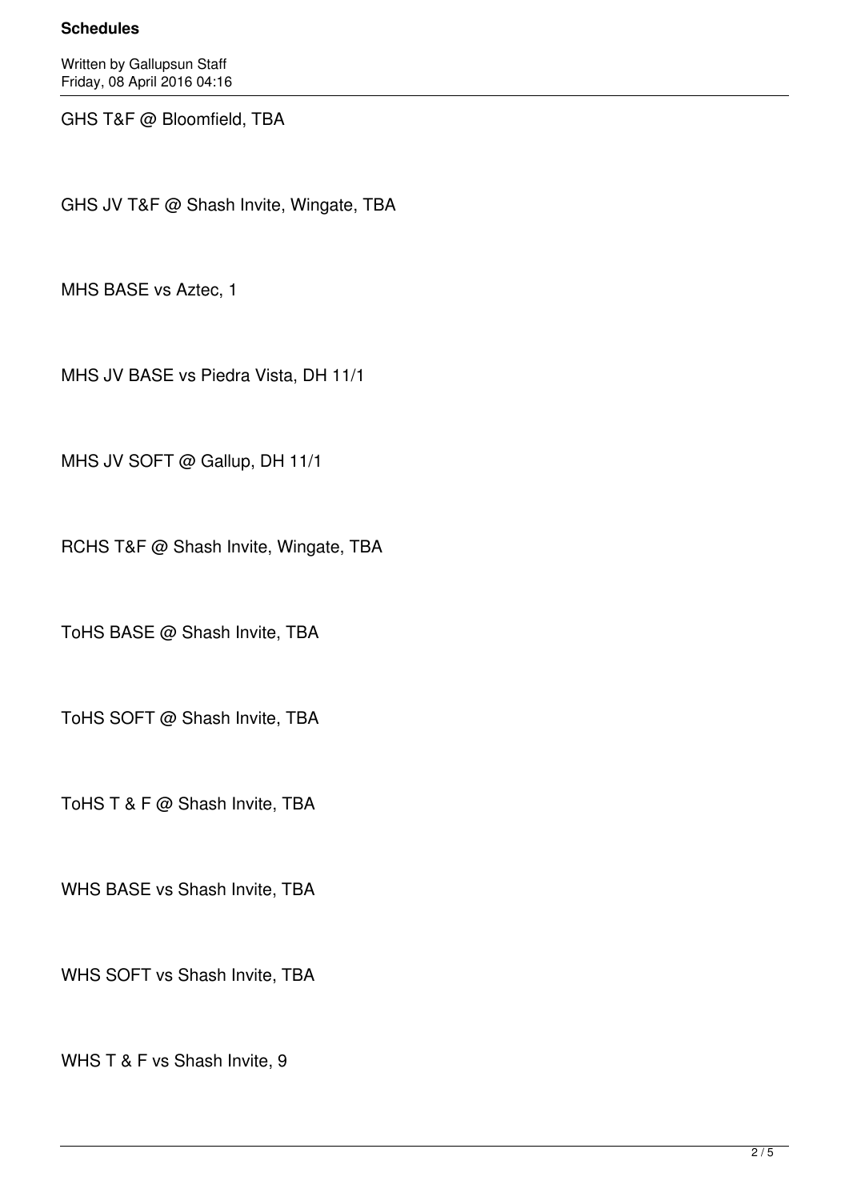GHS T&F @ Bloomfield, TBA

GHS JV T&F @ Shash Invite, Wingate, TBA

MHS BASE vs Aztec, 1

MHS JV BASE vs Piedra Vista, DH 11/1

MHS JV SOFT @ Gallup, DH 11/1

RCHS T&F @ Shash Invite, Wingate, TBA

ToHS BASE @ Shash Invite, TBA

ToHS SOFT @ Shash Invite, TBA

ToHS T & F @ Shash Invite, TBA

WHS BASE vs Shash Invite, TBA

WHS SOFT vs Shash Invite, TBA

WHS T & F vs Shash Invite, 9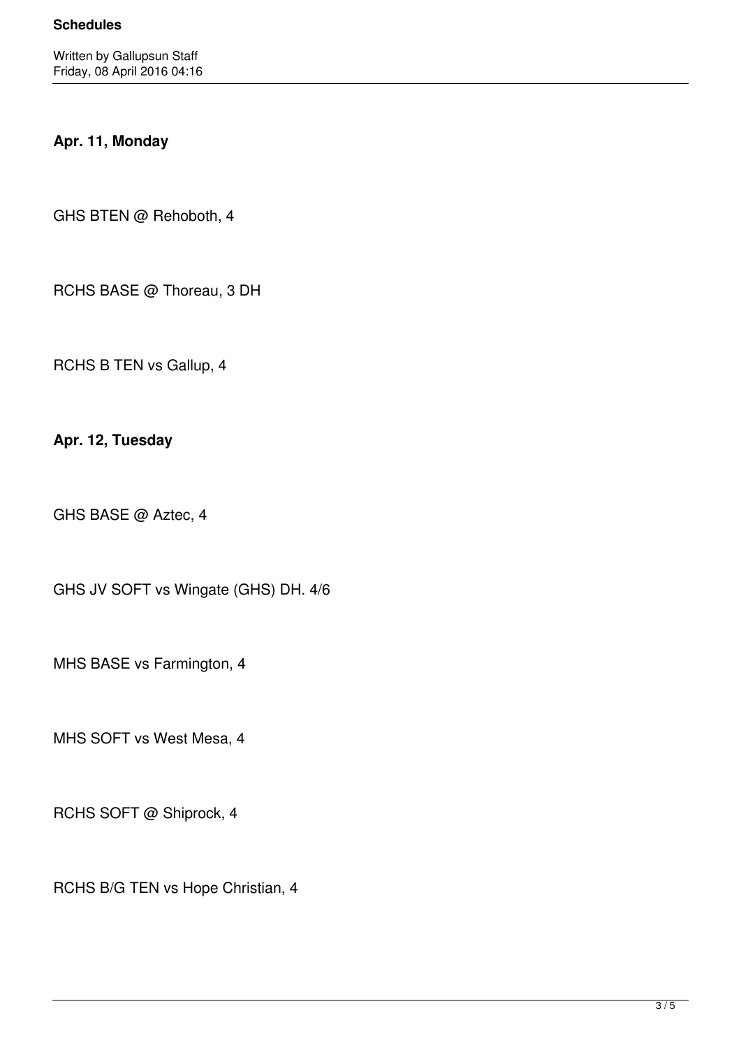**Apr. 11, Monday**

GHS BTEN @ Rehoboth, 4

RCHS BASE @ Thoreau, 3 DH

RCHS B TEN vs Gallup, 4

**Apr. 12, Tuesday**

GHS BASE @ Aztec, 4

GHS JV SOFT vs Wingate (GHS) DH. 4/6

MHS BASE vs Farmington, 4

MHS SOFT vs West Mesa, 4

RCHS SOFT @ Shiprock, 4

RCHS B/G TEN vs Hope Christian, 4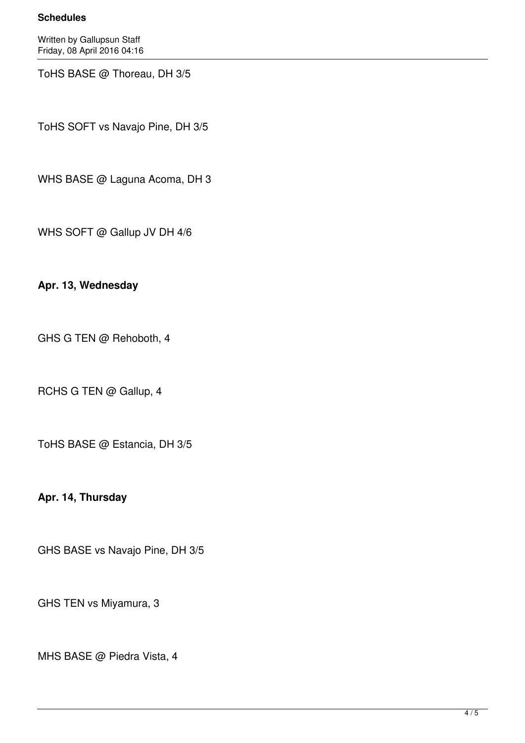ToHS BASE @ Thoreau, DH 3/5

ToHS SOFT vs Navajo Pine, DH 3/5

WHS BASE @ Laguna Acoma, DH 3

WHS SOFT @ Gallup JV DH 4/6

**Apr. 13, Wednesday**

GHS G TEN @ Rehoboth, 4

RCHS G TEN @ Gallup, 4

ToHS BASE @ Estancia, DH 3/5

**Apr. 14, Thursday**

GHS BASE vs Navajo Pine, DH 3/5

GHS TEN vs Miyamura, 3

MHS BASE @ Piedra Vista, 4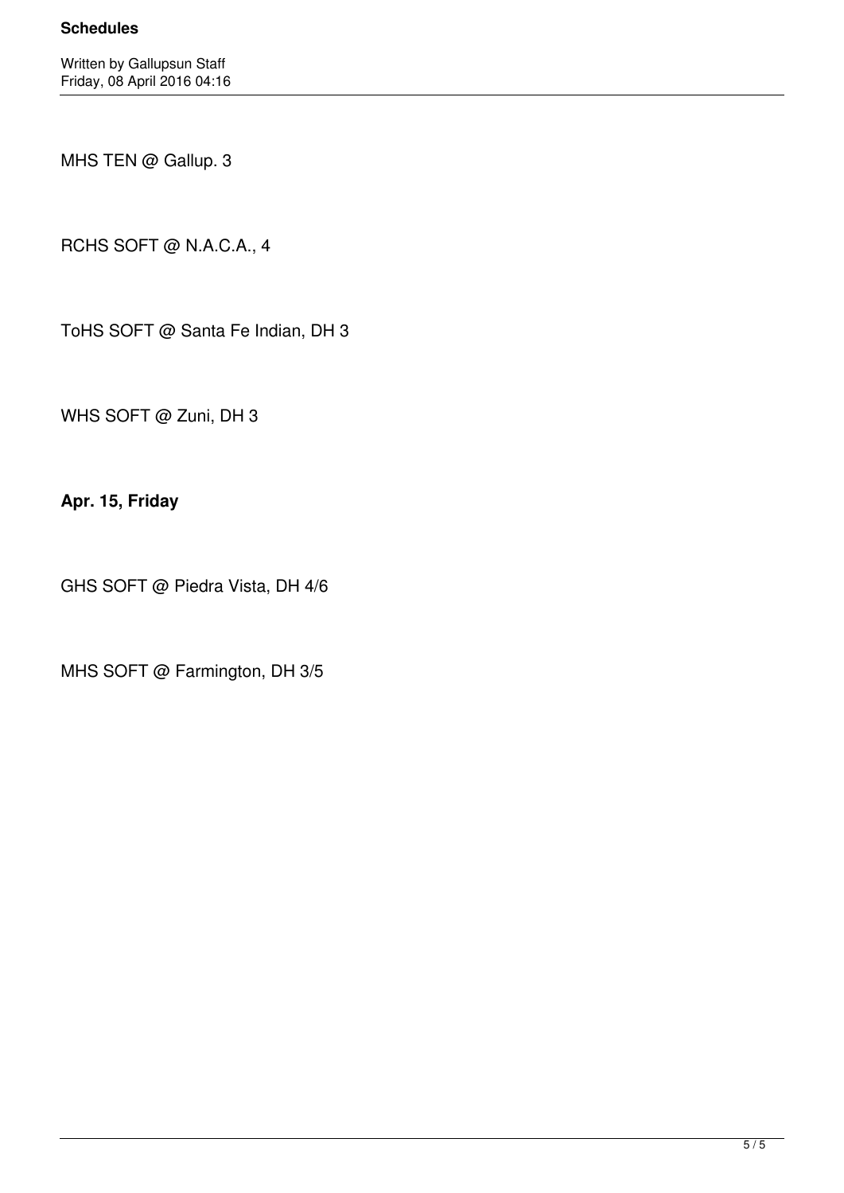MHS TEN @ Gallup. 3

RCHS SOFT @ N.A.C.A., 4

ToHS SOFT @ Santa Fe Indian, DH 3

WHS SOFT @ Zuni, DH 3

**Apr. 15, Friday**

GHS SOFT @ Piedra Vista, DH 4/6

MHS SOFT @ Farmington, DH 3/5